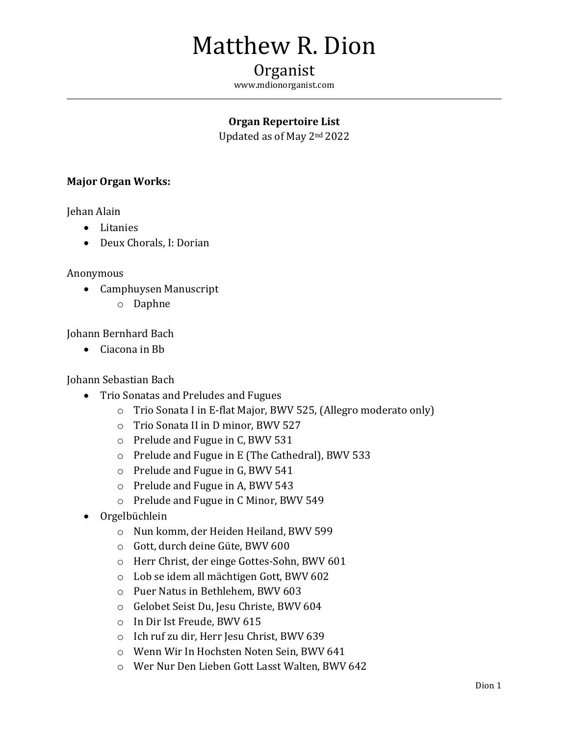# Matthew R. Dion

## Organist

www.mdionorganist.com

---

**Organ Repertoire List**

Updated as of May 2nd 2022

**Major Organ Works:**

Jehan Alain

- Litanies
- Deux Chorals, I: Dorian

Anonymous

- Camphuysen Manuscript
  - Daphne

Johann Bernhard Bach

- Ciacona in Bb

Johann Sebastian Bach

- Trio Sonatas and Preludes and Fugues
  - Trio Sonata I in E-flat Major, BWV 525, (Allegro moderato only)
  - Trio Sonata II in D minor, BWV 527
  - Prelude and Fugue in C, BWV 531
  - Prelude and Fugue in E (The Cathedral), BWV 533
  - Prelude and Fugue in G, BWV 541
  - Prelude and Fugue in A, BWV 543
  - Prelude and Fugue in C Minor, BWV 549
- Orgelbüchlein
  - Nun komm, der Heiden Heiland, BWV 599
  - Gott, durch deine Güte, BWV 600
  - Herr Christ, der einge Gottes-Sohn, BWV 601
  - Lob se idem all mächtigen Gott, BWV 602
  - Puer Natus in Bethlehem, BWV 603
  - Gelobet Seist Du, Jesu Christe, BWV 604
  - In Dir Ist Freude, BWV 615
  - Ich ruf zu dir, Herr Jesu Christ, BWV 639
  - Wenn Wir In Hochsten Noten Sein, BWV 641
  - Wer Nur Den Lieben Gott Lasst Walten, BWV 642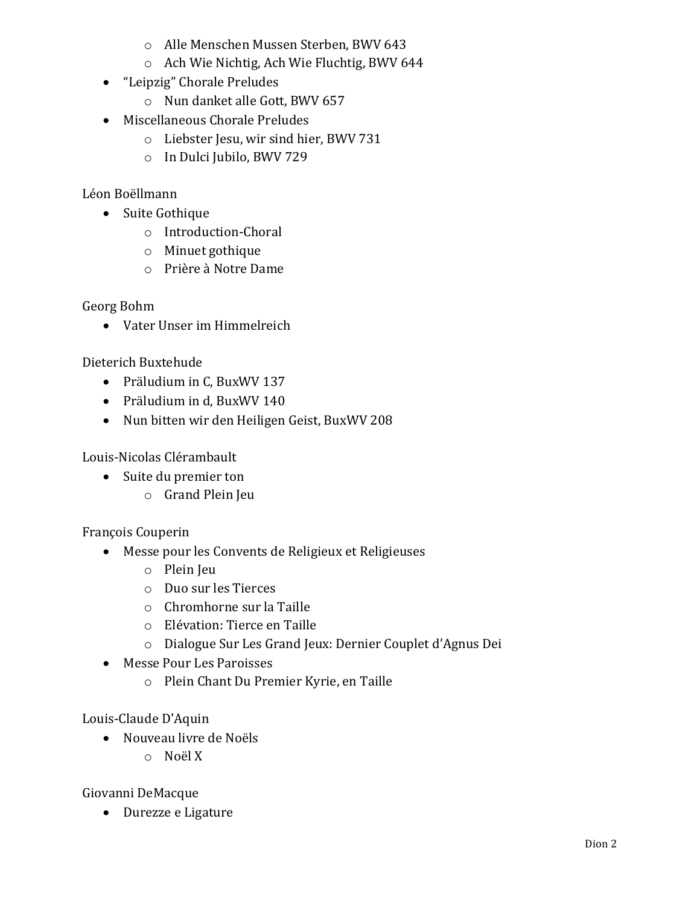- Alle Menschen Mussen Sterben, BWV 643
  - Ach Wie Nichtig, Ach Wie Fluchtig, BWV 644
- "Leipzig" Chorale Preludes
  - Nun danket alle Gott, BWV 657
- Miscellaneous Chorale Preludes
  - Liebster Jesu, wir sind hier, BWV 731
  - In Dulci Jubilo, BWV 729

Léon Boëllmann

- Suite Gothique
  - Introduction-Choral
  - Minuet gothique
  - Prière à Notre Dame

Georg Bohm

- Vater Unser im Himmelreich

Dieterich Buxtehude

- Präludium in C, BuxWV 137
- Präludium in d, BuxWV 140
- Nun bitten wir den Heiligen Geist, BuxWV 208

Louis-Nicolas Clérambault

- Suite du premier ton
  - Grand Plein Jeu

François Couperin

- Messe pour les Convents de Religieux et Religieuses
  - Plein Jeu
  - Duo sur les Tierces
  - Chromhorne sur la Taille
  - Elévation: Tierce en Taille
  - Dialogue Sur Les Grand Jeux: Dernier Couplet d'Agnus Dei
- Messe Pour Les Paroisses
  - Plein Chant Du Premier Kyrie, en Taille

Louis-Claude D'Aquin

- Nouveau livre de Noëls
  - Noël X

Giovanni DeMacque

- Durezze e Ligature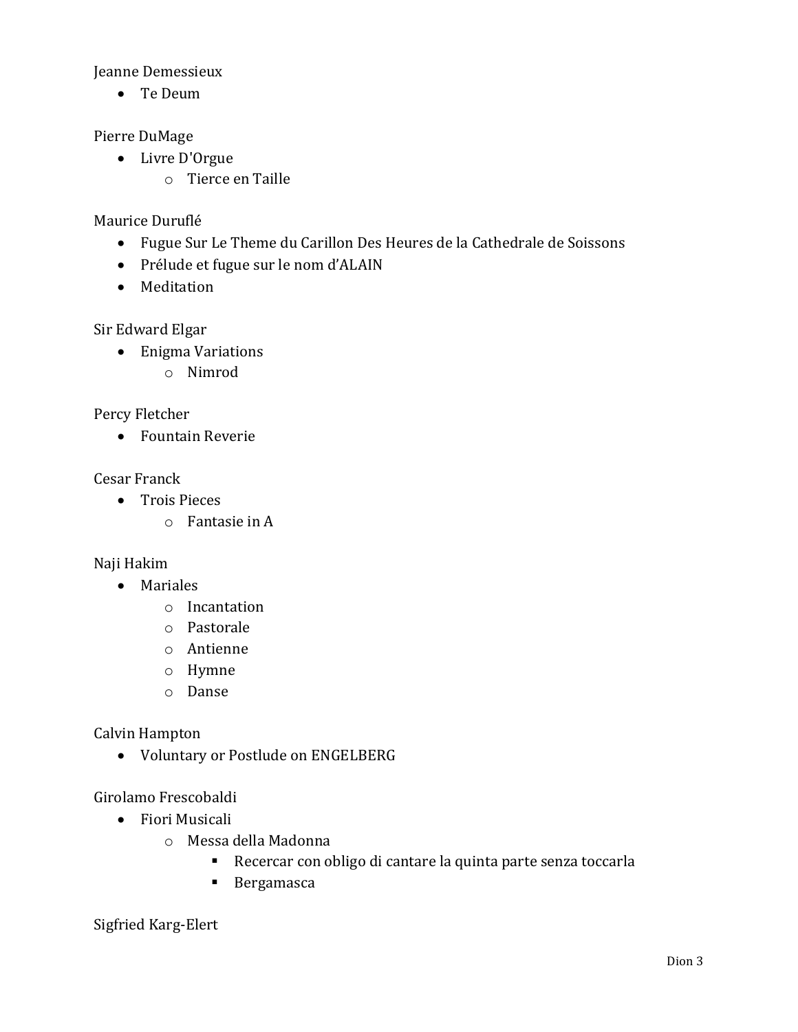Jeanne Demessieux

- Te Deum

Pierre DuMage

- Livre D'Orgue
  - Tierce en Taille

Maurice Duruflé

- Fugue Sur Le Theme du Carillon Des Heures de la Cathedrale de Soissons
- Prélude et fugue sur le nom d'ALAIN
- Meditation

Sir Edward Elgar

- Enigma Variations
  - Nimrod

Percy Fletcher

- Fountain Reverie

Cesar Franck

- Trois Pieces
  - Fantasie in A

Naji Hakim

- Mariales
  - Incantation
  - Pastorale
  - Antienne
  - Hymne
  - Danse

Calvin Hampton

- Voluntary or Postlude on ENGELBERG

Girolamo Frescobaldi

- Fiori Musicali
  - Messa della Madonna
    - Recercar con obligo di cantare la quinta parte senza toccarla
    - Bergamasca

Sigfried Karg-Elert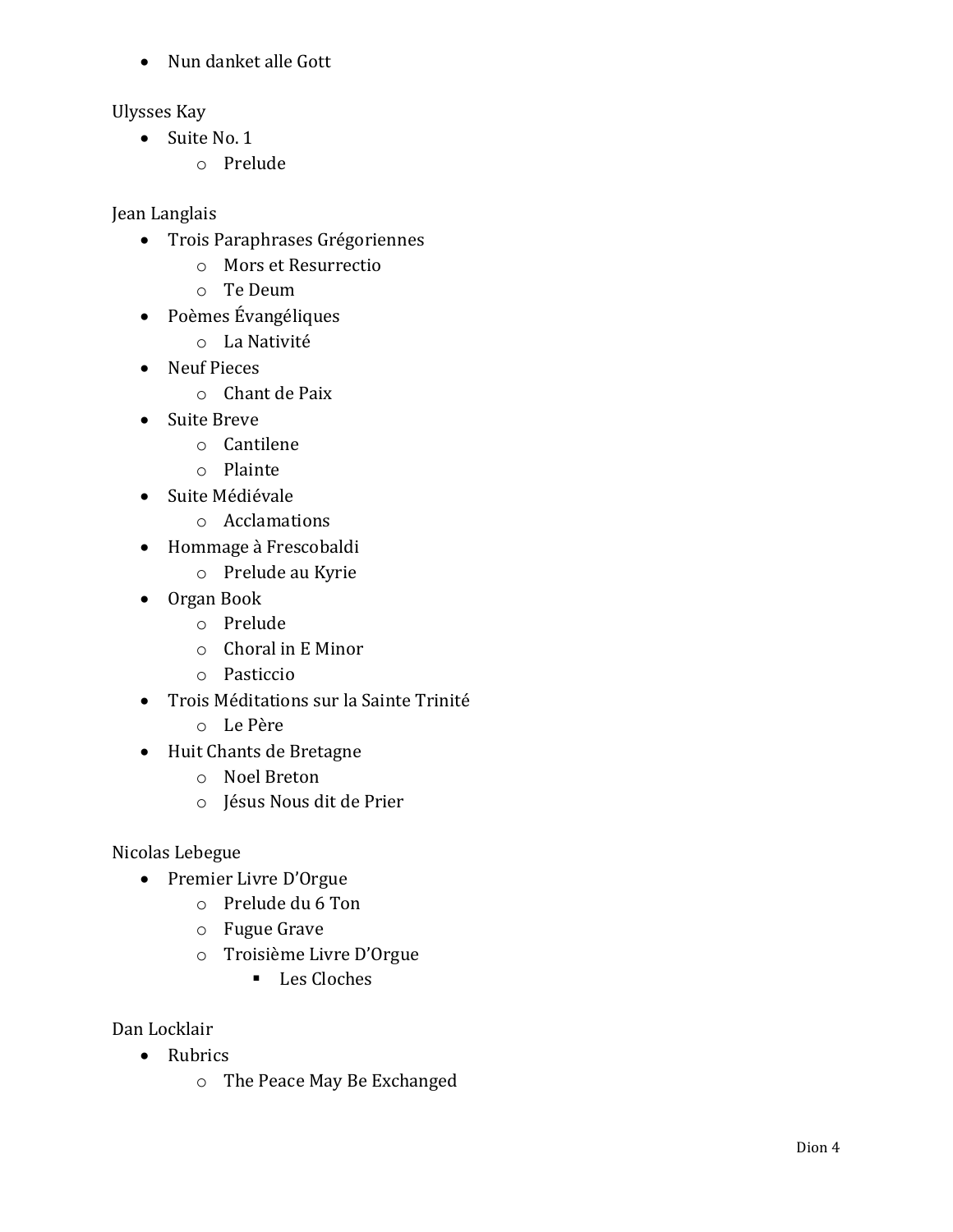- Nun danket alle Gott

Ulysses Kay

- Suite No. 1
  - Prelude

Jean Langlais

- Trois Paraphrases Grégoriennes
  - Mors et Resurrectio
  - Te Deum
- Poèmes Évangéliques
  - La Nativité
- Neuf Pieces
  - Chant de Paix
- Suite Breve
  - Cantilene
  - Plainte
- Suite Médiévale
  - Acclamations
- Hommage à Frescobaldi
  - Prelude au Kyrie
- Organ Book
  - Prelude
  - Choral in E Minor
  - Pasticcio
- Trois Méditations sur la Sainte Trinité
  - Le Père
- Huit Chants de Bretagne
  - Noel Breton
  - Jésus Nous dit de Prier

Nicolas Lebegue

- Premier Livre D'Orgue
  - Prelude du 6 Ton
  - Fugue Grave
  - Troisième Livre D'Orgue
    - Les Cloches

Dan Locklair

- Rubrics
  - The Peace May Be Exchanged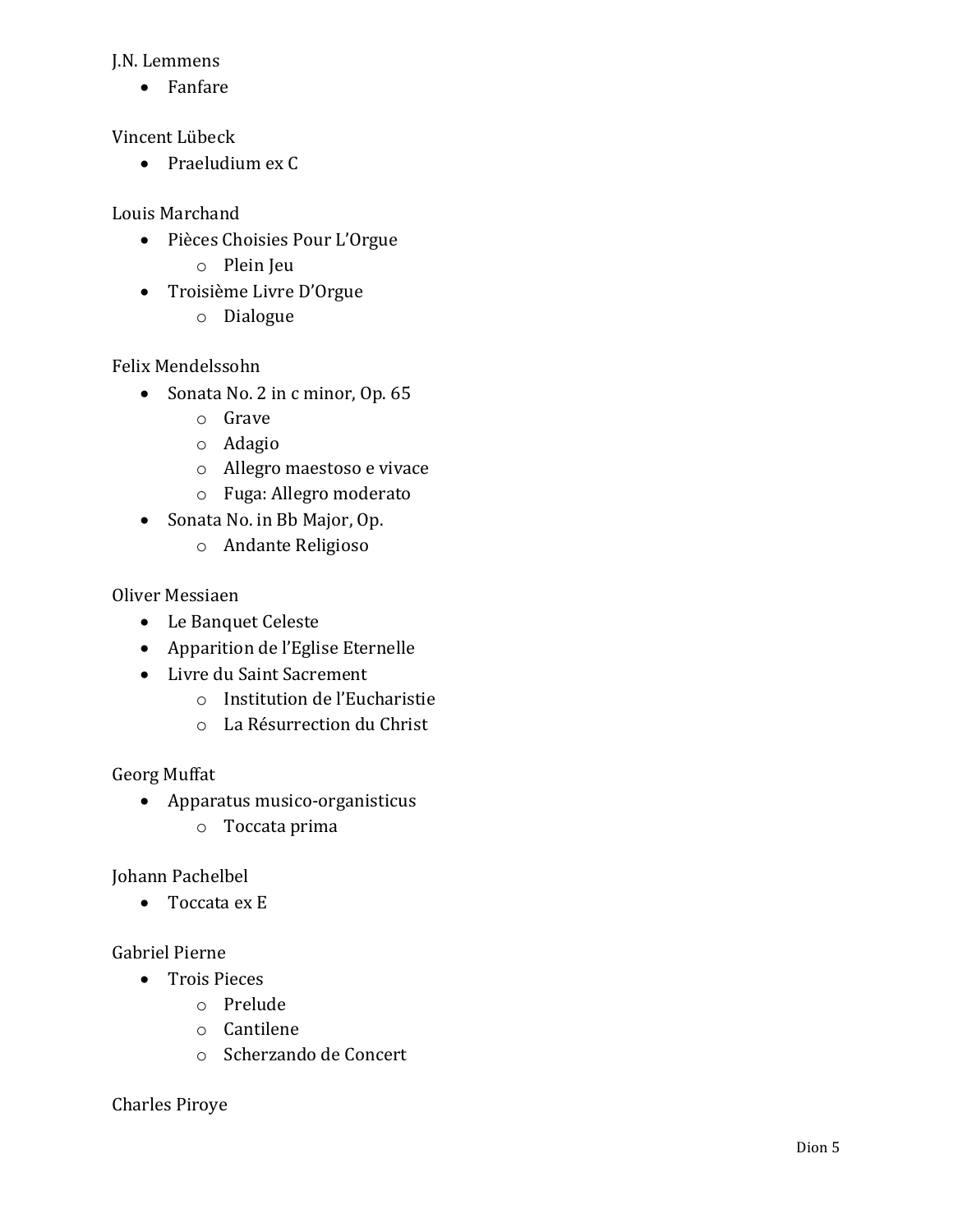J.N. Lemmens

- Fanfare

Vincent Lübeck

- Praeludium ex C

Louis Marchand

- Pièces Choisies Pour L'Orgue
    - Plein Jeu
- Troisième Livre D'Orgue
    - Dialogue

Felix Mendelssohn

- Sonata No. 2 in c minor, Op. 65
    - Grave
    - Adagio
    - Allegro maestoso e vivace
    - Fuga: Allegro moderato
- Sonata No. in Bb Major, Op.
    - Andante Religioso

Oliver Messiaen

- Le Banquet Celeste
- Apparition de l'Eglise Eternelle
- Livre du Saint Sacrement
    - Institution de l'Eucharistie
    - La Résurrection du Christ

Georg Muffat

- Apparatus musico-organisticus
    - Toccata prima

Johann Pachelbel

- Toccata ex E

Gabriel Pierne

- Trois Pieces
    - Prelude
    - Cantilene
    - Scherzando de Concert

Charles Piroye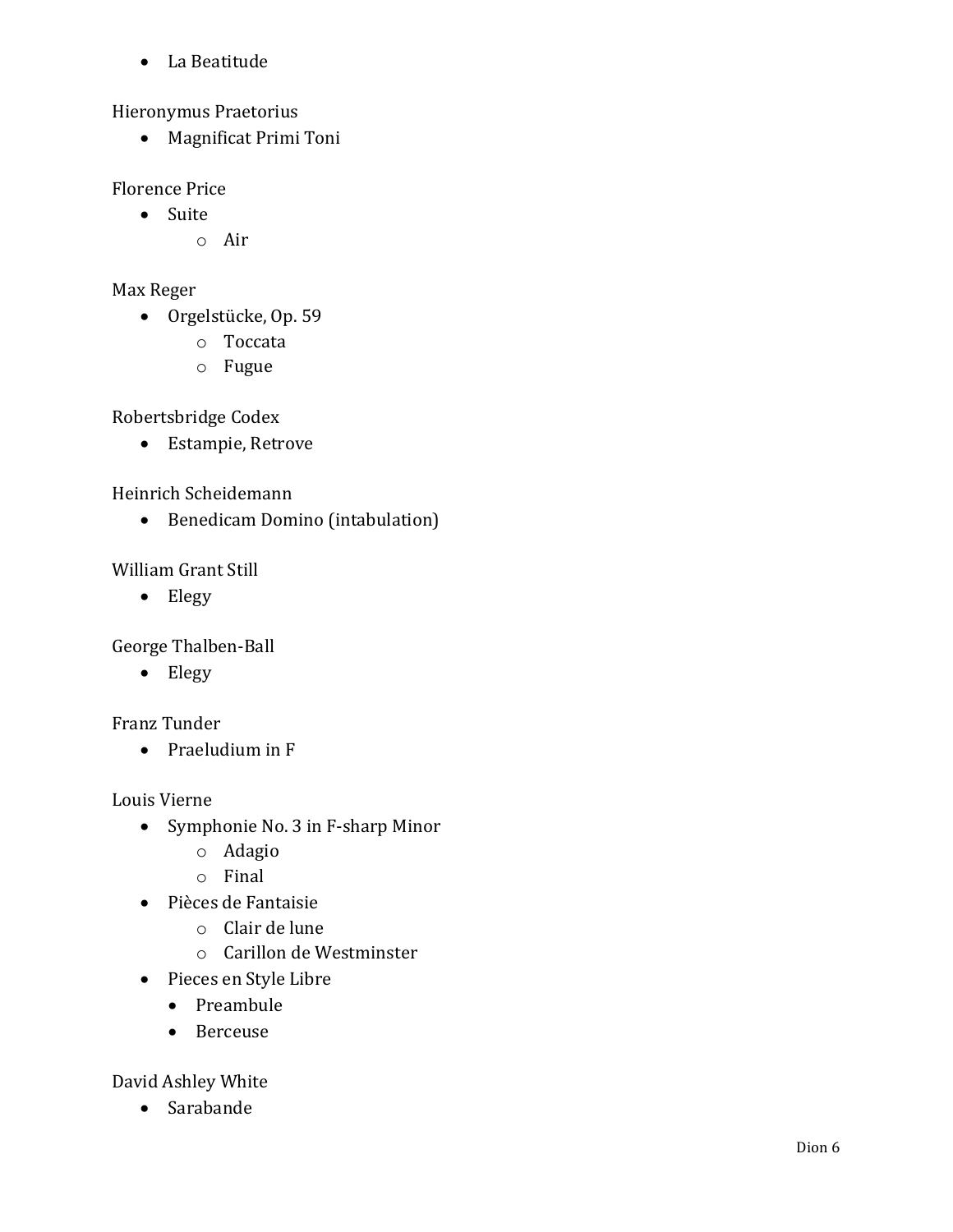- La Beatitude

Hieronymus Praetorius

- Magnificat Primi Toni

Florence Price

- Suite
  - Air

Max Reger

- Orgelstücke, Op. 59
  - Toccata
  - Fugue

Robertsbridge Codex

- Estampie, Retrove

Heinrich Scheidemann

- Benedicam Domino (intabulation)

William Grant Still

- Elegy

George Thalben-Ball

- Elegy

Franz Tunder

- Praeludium in F

Louis Vierne

- Symphonie No. 3 in F-sharp Minor
  - Adagio
  - Final
- Pièces de Fantaisie
  - Clair de lune
  - Carillon de Westminster
- Pieces en Style Libre
  - Preambule
  - Berceuse

David Ashley White

- Sarabande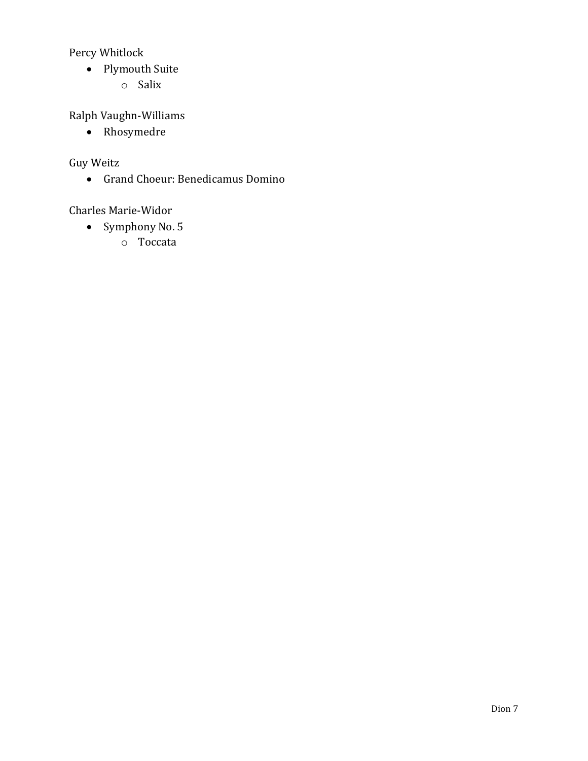Percy Whitlock

- Plymouth Suite
    - Salix

Ralph Vaughn-Williams

- Rhosymedre

Guy Weitz

- Grand Choeur: Benedicamus Domino

Charles Marie-Widor

- Symphony No. 5
    - Toccata